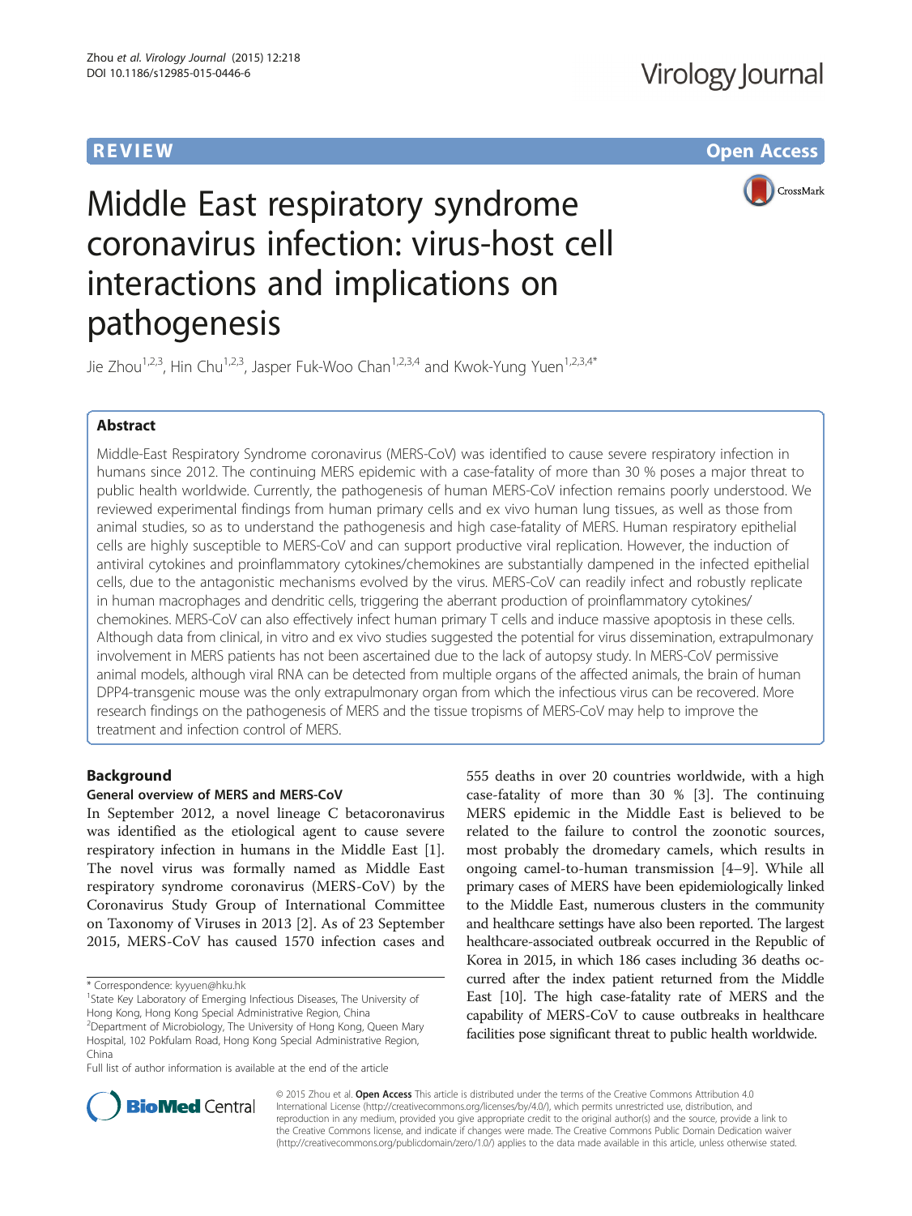REVIEW Open Access

# Middle East respiratory syndrome coronavirus infection: virus-host cell interactions and implications on pathogenesis

Jie Zhou[1,2,3], Hin Chu[1,2,3], Jasper Fuk-Woo Chan[1,2,3,4] and Kwok-Yung Yuen[1,2,3,4*]

## Abstract

Middle-East Respiratory Syndrome coronavirus (MERS-CoV) was identified to cause severe respiratory infection in humans since 2012. The continuing MERS epidemic with a case-fatality of more than 30 % poses a major threat to public health worldwide. Currently, the pathogenesis of human MERS-CoV infection remains poorly understood. We reviewed experimental findings from human primary cells and ex vivo human lung tissues, as well as those from animal studies, so as to understand the pathogenesis and high case-fatality of MERS. Human respiratory epithelial cells are highly susceptible to MERS-CoV and can support productive viral replication. However, the induction of antiviral cytokines and proinflammatory cytokines/chemokines are substantially dampened in the infected epithelial cells, due to the antagonistic mechanisms evolved by the virus. MERS-CoV can readily infect and robustly replicate in human macrophages and dendritic cells, triggering the aberrant production of proinflammatory cytokines/chemokines. MERS-CoV can also effectively infect human primary T cells and induce massive apoptosis in these cells. Although data from clinical, in vitro and ex vivo studies suggested the potential for virus dissemination, extrapulmonary involvement in MERS patients has not been ascertained due to the lack of autopsy study. In MERS-CoV permissive animal models, although viral RNA can be detected from multiple organs of the affected animals, the brain of human DPP4-transgenic mouse was the only extrapulmonary organ from which the infectious virus can be recovered. More research findings on the pathogenesis of MERS and the tissue tropisms of MERS-CoV may help to improve the treatment and infection control of MERS.

## Background

### General overview of MERS and MERS-CoV

In September 2012, a novel lineage C betacoronavirus was identified as the etiological agent to cause severe respiratory infection in humans in the Middle East [1]. The novel virus was formally named as Middle East respiratory syndrome coronavirus (MERS-CoV) by the Coronavirus Study Group of International Committee on Taxonomy of Viruses in 2013 [2]. As of 23 September 2015, MERS-CoV has caused 1570 infection cases and 555 deaths in over 20 countries worldwide, with a high case-fatality of more than 30 % [3]. The continuing MERS epidemic in the Middle East is believed to be related to the failure to control the zoonotic sources, most probably the dromedary camels, which results in ongoing camel-to-human transmission [4–9]. While all primary cases of MERS have been epidemiologically linked to the Middle East, numerous clusters in the community and healthcare settings have also been reported. The largest healthcare-associated outbreak occurred in the Republic of Korea in 2015, in which 186 cases including 36 deaths occurred after the index patient returned from the Middle East [10]. The high case-fatality rate of MERS and the capability of MERS-CoV to cause outbreaks in healthcare facilities pose significant threat to public health worldwide.

\* Correspondence: kyyuen@hku.hk

[1]State Key Laboratory of Emerging Infectious Diseases, The University of Hong Kong, Hong Kong Special Administrative Region, China

[2]Department of Microbiology, The University of Hong Kong, Queen Mary Hospital, 102 Pokfulam Road, Hong Kong Special Administrative Region, China

Full list of author information is available at the end of the article

© 2015 Zhou et al. **Open Access** This article is distributed under the terms of the Creative Commons Attribution 4.0 International License (http://creativecommons.org/licenses/by/4.0/), which permits unrestricted use, distribution, and reproduction in any medium, provided you give appropriate credit to the original author(s) and the source, provide a link to the Creative Commons license, and indicate if changes were made. The Creative Commons Public Domain Dedication waiver (http://creativecommons.org/publicdomain/zero/1.0/) applies to the data made available in this article, unless otherwise stated.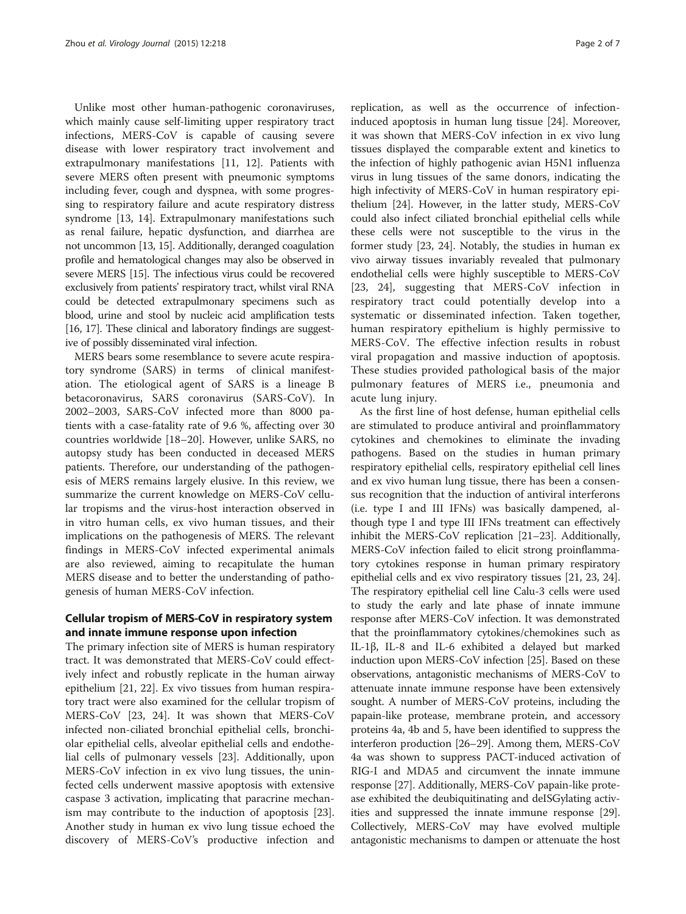Unlike most other human-pathogenic coronaviruses, which mainly cause self-limiting upper respiratory tract infections, MERS-CoV is capable of causing severe disease with lower respiratory tract involvement and extrapulmonary manifestations [11, 12]. Patients with severe MERS often present with pneumonic symptoms including fever, cough and dyspnea, with some progressing to respiratory failure and acute respiratory distress syndrome [13, 14]. Extrapulmonary manifestations such as renal failure, hepatic dysfunction, and diarrhea are not uncommon [13, 15]. Additionally, deranged coagulation profile and hematological changes may also be observed in severe MERS [15]. The infectious virus could be recovered exclusively from patients' respiratory tract, whilst viral RNA could be detected extrapulmonary specimens such as blood, urine and stool by nucleic acid amplification tests [16, 17]. These clinical and laboratory findings are suggestive of possibly disseminated viral infection.

MERS bears some resemblance to severe acute respiratory syndrome (SARS) in terms of clinical manifestation. The etiological agent of SARS is a lineage B betacoronavirus, SARS coronavirus (SARS-CoV). In 2002–2003, SARS-CoV infected more than 8000 patients with a case-fatality rate of 9.6 %, affecting over 30 countries worldwide [18–20]. However, unlike SARS, no autopsy study has been conducted in deceased MERS patients. Therefore, our understanding of the pathogenesis of MERS remains largely elusive. In this review, we summarize the current knowledge on MERS-CoV cellular tropisms and the virus-host interaction observed in in vitro human cells, ex vivo human tissues, and their implications on the pathogenesis of MERS. The relevant findings in MERS-CoV infected experimental animals are also reviewed, aiming to recapitulate the human MERS disease and to better the understanding of pathogenesis of human MERS-CoV infection.

## Cellular tropism of MERS-CoV in respiratory system and innate immune response upon infection

The primary infection site of MERS is human respiratory tract. It was demonstrated that MERS-CoV could effectively infect and robustly replicate in the human airway epithelium [21, 22]. Ex vivo tissues from human respiratory tract were also examined for the cellular tropism of MERS-CoV [23, 24]. It was shown that MERS-CoV infected non-ciliated bronchial epithelial cells, bronchiolar epithelial cells, alveolar epithelial cells and endothelial cells of pulmonary vessels [23]. Additionally, upon MERS-CoV infection in ex vivo lung tissues, the uninfected cells underwent massive apoptosis with extensive caspase 3 activation, implicating that paracrine mechanism may contribute to the induction of apoptosis [23]. Another study in human ex vivo lung tissue echoed the discovery of MERS-CoV's productive infection and replication, as well as the occurrence of infection-induced apoptosis in human lung tissue [24]. Moreover, it was shown that MERS-CoV infection in ex vivo lung tissues displayed the comparable extent and kinetics to the infection of highly pathogenic avian H5N1 influenza virus in lung tissues of the same donors, indicating the high infectivity of MERS-CoV in human respiratory epithelium [24]. However, in the latter study, MERS-CoV could also infect ciliated bronchial epithelial cells while these cells were not susceptible to the virus in the former study [23, 24]. Notably, the studies in human ex vivo airway tissues invariably revealed that pulmonary endothelial cells were highly susceptible to MERS-CoV [23, 24], suggesting that MERS-CoV infection in respiratory tract could potentially develop into a systematic or disseminated infection. Taken together, human respiratory epithelium is highly permissive to MERS-CoV. The effective infection results in robust viral propagation and massive induction of apoptosis. These studies provided pathological basis of the major pulmonary features of MERS i.e., pneumonia and acute lung injury.

As the first line of host defense, human epithelial cells are stimulated to produce antiviral and proinflammatory cytokines and chemokines to eliminate the invading pathogens. Based on the studies in human primary respiratory epithelial cells, respiratory epithelial cell lines and ex vivo human lung tissue, there has been a consensus recognition that the induction of antiviral interferons (i.e. type I and III IFNs) was basically dampened, although type I and type III IFNs treatment can effectively inhibit the MERS-CoV replication [21–23]. Additionally, MERS-CoV infection failed to elicit strong proinflammatory cytokines response in human primary respiratory epithelial cells and ex vivo respiratory tissues [21, 23, 24]. The respiratory epithelial cell line Calu-3 cells were used to study the early and late phase of innate immune response after MERS-CoV infection. It was demonstrated that the proinflammatory cytokines/chemokines such as IL-1β, IL-8 and IL-6 exhibited a delayed but marked induction upon MERS-CoV infection [25]. Based on these observations, antagonistic mechanisms of MERS-CoV to attenuate innate immune response have been extensively sought. A number of MERS-CoV proteins, including the papain-like protease, membrane protein, and accessory proteins 4a, 4b and 5, have been identified to suppress the interferon production [26–29]. Among them, MERS-CoV 4a was shown to suppress PACT-induced activation of RIG-I and MDA5 and circumvent the innate immune response [27]. Additionally, MERS-CoV papain-like protease exhibited the deubiquitinating and deISGylating activities and suppressed the innate immune response [29]. Collectively, MERS-CoV may have evolved multiple antagonistic mechanisms to dampen or attenuate the host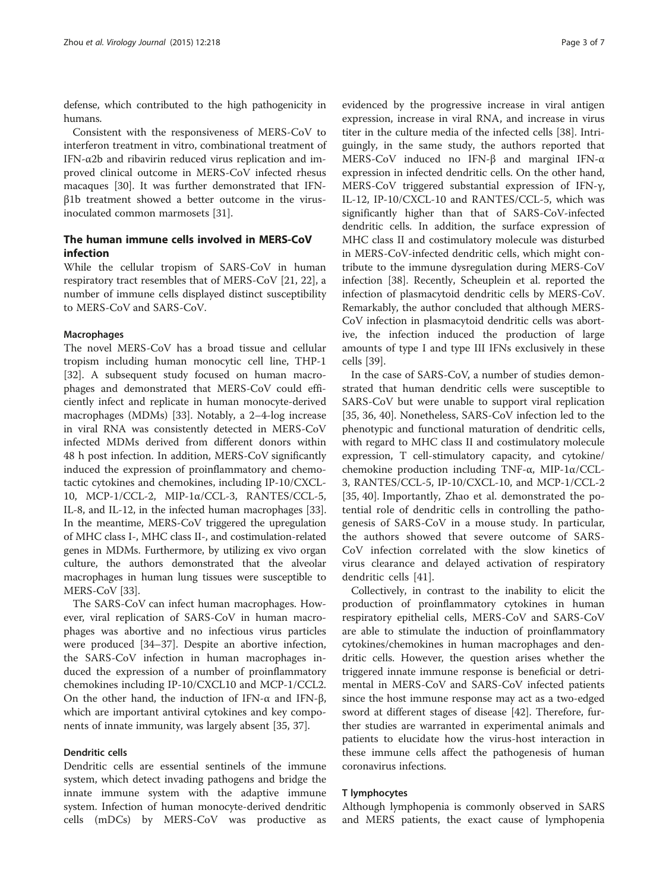defense, which contributed to the high pathogenicity in humans.

Consistent with the responsiveness of MERS-CoV to interferon treatment in vitro, combinational treatment of IFN-α2b and ribavirin reduced virus replication and improved clinical outcome in MERS-CoV infected rhesus macaques [30]. It was further demonstrated that IFN-β1b treatment showed a better outcome in the virus-inoculated common marmosets [31].

## The human immune cells involved in MERS-CoV infection

While the cellular tropism of SARS-CoV in human respiratory tract resembles that of MERS-CoV [21, 22], a number of immune cells displayed distinct susceptibility to MERS-CoV and SARS-CoV.

### Macrophages

The novel MERS-CoV has a broad tissue and cellular tropism including human monocytic cell line, THP-1 [32]. A subsequent study focused on human macrophages and demonstrated that MERS-CoV could efficiently infect and replicate in human monocyte-derived macrophages (MDMs) [33]. Notably, a 2–4-log increase in viral RNA was consistently detected in MERS-CoV infected MDMs derived from different donors within 48 h post infection. In addition, MERS-CoV significantly induced the expression of proinflammatory and chemotactic cytokines and chemokines, including IP-10/CXCL-10, MCP-1/CCL-2, MIP-1α/CCL-3, RANTES/CCL-5, IL-8, and IL-12, in the infected human macrophages [33]. In the meantime, MERS-CoV triggered the upregulation of MHC class I-, MHC class II-, and costimulation-related genes in MDMs. Furthermore, by utilizing ex vivo organ culture, the authors demonstrated that the alveolar macrophages in human lung tissues were susceptible to MERS-CoV [33].

The SARS-CoV can infect human macrophages. However, viral replication of SARS-CoV in human macrophages was abortive and no infectious virus particles were produced [34–37]. Despite an abortive infection, the SARS-CoV infection in human macrophages induced the expression of a number of proinflammatory chemokines including IP-10/CXCL10 and MCP-1/CCL2. On the other hand, the induction of IFN-α and IFN-β, which are important antiviral cytokines and key components of innate immunity, was largely absent [35, 37].

### Dendritic cells

Dendritic cells are essential sentinels of the immune system, which detect invading pathogens and bridge the innate immune system with the adaptive immune system. Infection of human monocyte-derived dendritic cells (mDCs) by MERS-CoV was productive as evidenced by the progressive increase in viral antigen expression, increase in viral RNA, and increase in virus titer in the culture media of the infected cells [38]. Intriguingly, in the same study, the authors reported that MERS-CoV induced no IFN-β and marginal IFN-α expression in infected dendritic cells. On the other hand, MERS-CoV triggered substantial expression of IFN-γ, IL-12, IP-10/CXCL-10 and RANTES/CCL-5, which was significantly higher than that of SARS-CoV-infected dendritic cells. In addition, the surface expression of MHC class II and costimulatory molecule was disturbed in MERS-CoV-infected dendritic cells, which might contribute to the immune dysregulation during MERS-CoV infection [38]. Recently, Scheuplein et al. reported the infection of plasmacytoid dendritic cells by MERS-CoV. Remarkably, the author concluded that although MERS-CoV infection in plasmacytoid dendritic cells was abortive, the infection induced the production of large amounts of type I and type III IFNs exclusively in these cells [39].

In the case of SARS-CoV, a number of studies demonstrated that human dendritic cells were susceptible to SARS-CoV but were unable to support viral replication [35, 36, 40]. Nonetheless, SARS-CoV infection led to the phenotypic and functional maturation of dendritic cells, with regard to MHC class II and costimulatory molecule expression, T cell-stimulatory capacity, and cytokine/chemokine production including TNF-α, MIP-1α/CCL-3, RANTES/CCL-5, IP-10/CXCL-10, and MCP-1/CCL-2 [35, 40]. Importantly, Zhao et al. demonstrated the potential role of dendritic cells in controlling the pathogenesis of SARS-CoV in a mouse study. In particular, the authors showed that severe outcome of SARS-CoV infection correlated with the slow kinetics of virus clearance and delayed activation of respiratory dendritic cells [41].

Collectively, in contrast to the inability to elicit the production of proinflammatory cytokines in human respiratory epithelial cells, MERS-CoV and SARS-CoV are able to stimulate the induction of proinflammatory cytokines/chemokines in human macrophages and dendritic cells. However, the question arises whether the triggered innate immune response is beneficial or detrimental in MERS-CoV and SARS-CoV infected patients since the host immune response may act as a two-edged sword at different stages of disease [42]. Therefore, further studies are warranted in experimental animals and patients to elucidate how the virus-host interaction in these immune cells affect the pathogenesis of human coronavirus infections.

### T lymphocytes

Although lymphopenia is commonly observed in SARS and MERS patients, the exact cause of lymphopenia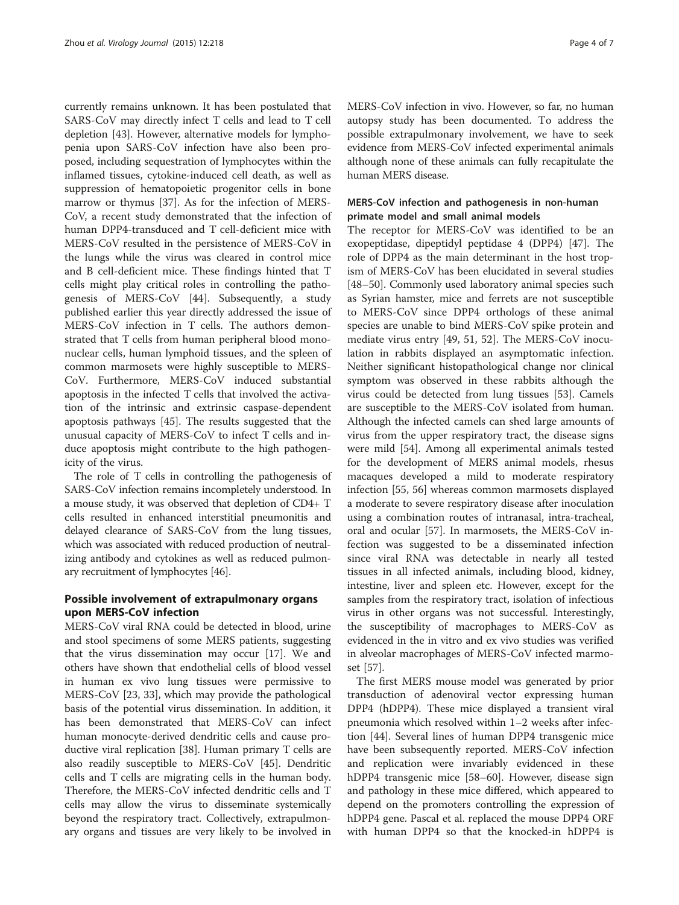currently remains unknown. It has been postulated that SARS-CoV may directly infect T cells and lead to T cell depletion [43]. However, alternative models for lymphopenia upon SARS-CoV infection have also been proposed, including sequestration of lymphocytes within the inflamed tissues, cytokine-induced cell death, as well as suppression of hematopoietic progenitor cells in bone marrow or thymus [37]. As for the infection of MERS-CoV, a recent study demonstrated that the infection of human DPP4-transduced and T cell-deficient mice with MERS-CoV resulted in the persistence of MERS-CoV in the lungs while the virus was cleared in control mice and B cell-deficient mice. These findings hinted that T cells might play critical roles in controlling the pathogenesis of MERS-CoV [44]. Subsequently, a study published earlier this year directly addressed the issue of MERS-CoV infection in T cells. The authors demonstrated that T cells from human peripheral blood mononuclear cells, human lymphoid tissues, and the spleen of common marmosets were highly susceptible to MERS-CoV. Furthermore, MERS-CoV induced substantial apoptosis in the infected T cells that involved the activation of the intrinsic and extrinsic caspase-dependent apoptosis pathways [45]. The results suggested that the unusual capacity of MERS-CoV to infect T cells and induce apoptosis might contribute to the high pathogenicity of the virus.

The role of T cells in controlling the pathogenesis of SARS-CoV infection remains incompletely understood. In a mouse study, it was observed that depletion of CD4+ T cells resulted in enhanced interstitial pneumonitis and delayed clearance of SARS-CoV from the lung tissues, which was associated with reduced production of neutralizing antibody and cytokines as well as reduced pulmonary recruitment of lymphocytes [46].

## Possible involvement of extrapulmonary organs upon MERS-CoV infection

MERS-CoV viral RNA could be detected in blood, urine and stool specimens of some MERS patients, suggesting that the virus dissemination may occur [17]. We and others have shown that endothelial cells of blood vessel in human ex vivo lung tissues were permissive to MERS-CoV [23, 33], which may provide the pathological basis of the potential virus dissemination. In addition, it has been demonstrated that MERS-CoV can infect human monocyte-derived dendritic cells and cause productive viral replication [38]. Human primary T cells are also readily susceptible to MERS-CoV [45]. Dendritic cells and T cells are migrating cells in the human body. Therefore, the MERS-CoV infected dendritic cells and T cells may allow the virus to disseminate systemically beyond the respiratory tract. Collectively, extrapulmonary organs and tissues are very likely to be involved in MERS-CoV infection in vivo. However, so far, no human autopsy study has been documented. To address the possible extrapulmonary involvement, we have to seek evidence from MERS-CoV infected experimental animals although none of these animals can fully recapitulate the human MERS disease.

### MERS-CoV infection and pathogenesis in non-human primate model and small animal models

The receptor for MERS-CoV was identified to be an exopeptidase, dipeptidyl peptidase 4 (DPP4) [47]. The role of DPP4 as the main determinant in the host tropism of MERS-CoV has been elucidated in several studies [48–50]. Commonly used laboratory animal species such as Syrian hamster, mice and ferrets are not susceptible to MERS-CoV since DPP4 orthologs of these animal species are unable to bind MERS-CoV spike protein and mediate virus entry [49, 51, 52]. The MERS-CoV inoculation in rabbits displayed an asymptomatic infection. Neither significant histopathological change nor clinical symptom was observed in these rabbits although the virus could be detected from lung tissues [53]. Camels are susceptible to the MERS-CoV isolated from human. Although the infected camels can shed large amounts of virus from the upper respiratory tract, the disease signs were mild [54]. Among all experimental animals tested for the development of MERS animal models, rhesus macaques developed a mild to moderate respiratory infection [55, 56] whereas common marmosets displayed a moderate to severe respiratory disease after inoculation using a combination routes of intranasal, intra-tracheal, oral and ocular [57]. In marmosets, the MERS-CoV infection was suggested to be a disseminated infection since viral RNA was detectable in nearly all tested tissues in all infected animals, including blood, kidney, intestine, liver and spleen etc. However, except for the samples from the respiratory tract, isolation of infectious virus in other organs was not successful. Interestingly, the susceptibility of macrophages to MERS-CoV as evidenced in the in vitro and ex vivo studies was verified in alveolar macrophages of MERS-CoV infected marmoset [57].

The first MERS mouse model was generated by prior transduction of adenoviral vector expressing human DPP4 (hDPP4). These mice displayed a transient viral pneumonia which resolved within 1–2 weeks after infection [44]. Several lines of human DPP4 transgenic mice have been subsequently reported. MERS-CoV infection and replication were invariably evidenced in these hDPP4 transgenic mice [58–60]. However, disease sign and pathology in these mice differed, which appeared to depend on the promoters controlling the expression of hDPP4 gene. Pascal et al. replaced the mouse DPP4 ORF with human DPP4 so that the knocked-in hDPP4 is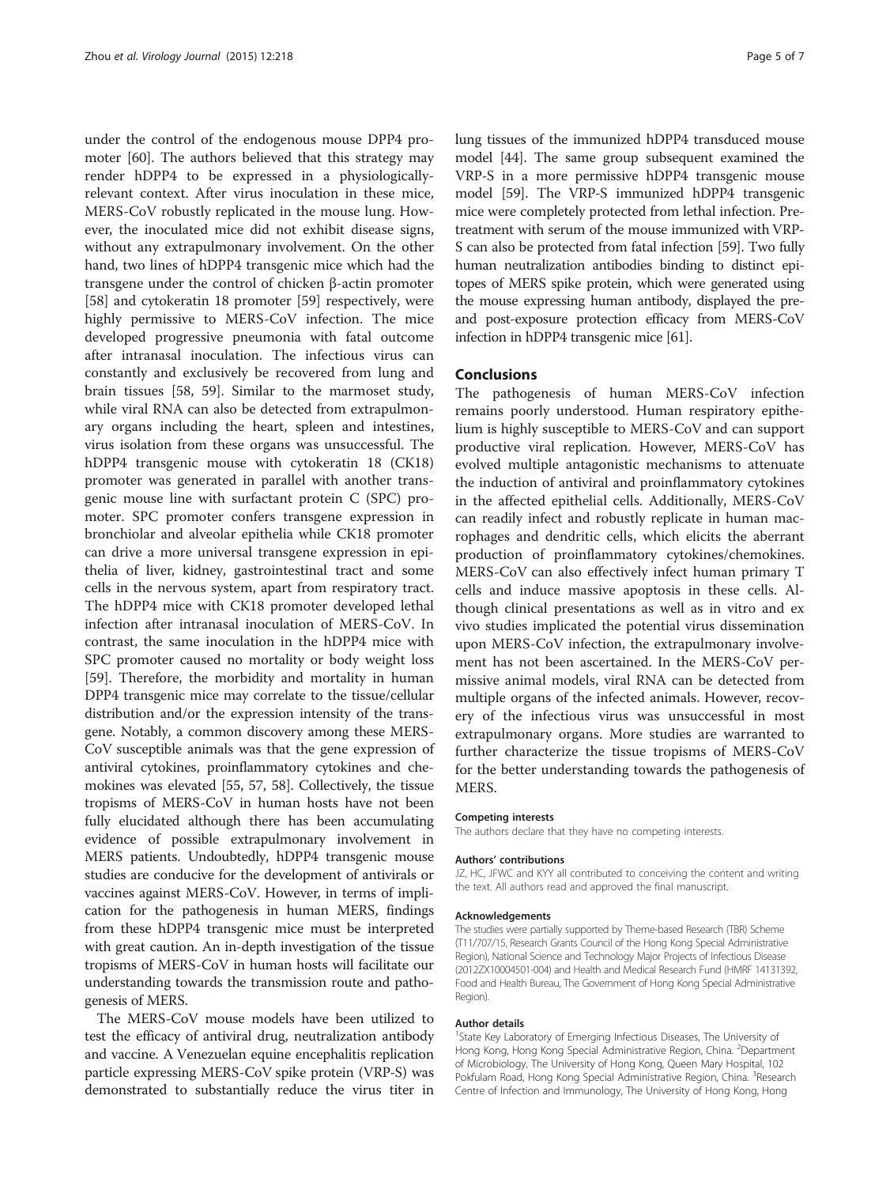under the control of the endogenous mouse DPP4 promoter [60]. The authors believed that this strategy may render hDPP4 to be expressed in a physiologically-relevant context. After virus inoculation in these mice, MERS-CoV robustly replicated in the mouse lung. However, the inoculated mice did not exhibit disease signs, without any extrapulmonary involvement. On the other hand, two lines of hDPP4 transgenic mice which had the transgene under the control of chicken β-actin promoter [58] and cytokeratin 18 promoter [59] respectively, were highly permissive to MERS-CoV infection. The mice developed progressive pneumonia with fatal outcome after intranasal inoculation. The infectious virus can constantly and exclusively be recovered from lung and brain tissues [58, 59]. Similar to the marmoset study, while viral RNA can also be detected from extrapulmonary organs including the heart, spleen and intestines, virus isolation from these organs was unsuccessful. The hDPP4 transgenic mouse with cytokeratin 18 (CK18) promoter was generated in parallel with another transgenic mouse line with surfactant protein C (SPC) promoter. SPC promoter confers transgene expression in bronchiolar and alveolar epithelia while CK18 promoter can drive a more universal transgene expression in epithelia of liver, kidney, gastrointestinal tract and some cells in the nervous system, apart from respiratory tract. The hDPP4 mice with CK18 promoter developed lethal infection after intranasal inoculation of MERS-CoV. In contrast, the same inoculation in the hDPP4 mice with SPC promoter caused no mortality or body weight loss [59]. Therefore, the morbidity and mortality in human DPP4 transgenic mice may correlate to the tissue/cellular distribution and/or the expression intensity of the transgene. Notably, a common discovery among these MERS-CoV susceptible animals was that the gene expression of antiviral cytokines, proinflammatory cytokines and chemokines was elevated [55, 57, 58]. Collectively, the tissue tropisms of MERS-CoV in human hosts have not been fully elucidated although there has been accumulating evidence of possible extrapulmonary involvement in MERS patients. Undoubtedly, hDPP4 transgenic mouse studies are conducive for the development of antivirals or vaccines against MERS-CoV. However, in terms of implication for the pathogenesis in human MERS, findings from these hDPP4 transgenic mice must be interpreted with great caution. An in-depth investigation of the tissue tropisms of MERS-CoV in human hosts will facilitate our understanding towards the transmission route and pathogenesis of MERS.

The MERS-CoV mouse models have been utilized to test the efficacy of antiviral drug, neutralization antibody and vaccine. A Venezuelan equine encephalitis replication particle expressing MERS-CoV spike protein (VRP-S) was demonstrated to substantially reduce the virus titer in lung tissues of the immunized hDPP4 transduced mouse model [44]. The same group subsequent examined the VRP-S in a more permissive hDPP4 transgenic mouse model [59]. The VRP-S immunized hDPP4 transgenic mice were completely protected from lethal infection. Pretreatment with serum of the mouse immunized with VRP-S can also be protected from fatal infection [59]. Two fully human neutralization antibodies binding to distinct epitopes of MERS spike protein, which were generated using the mouse expressing human antibody, displayed the pre- and post-exposure protection efficacy from MERS-CoV infection in hDPP4 transgenic mice [61].

## Conclusions

The pathogenesis of human MERS-CoV infection remains poorly understood. Human respiratory epithelium is highly susceptible to MERS-CoV and can support productive viral replication. However, MERS-CoV has evolved multiple antagonistic mechanisms to attenuate the induction of antiviral and proinflammatory cytokines in the affected epithelial cells. Additionally, MERS-CoV can readily infect and robustly replicate in human macrophages and dendritic cells, which elicits the aberrant production of proinflammatory cytokines/chemokines. MERS-CoV can also effectively infect human primary T cells and induce massive apoptosis in these cells. Although clinical presentations as well as in vitro and ex vivo studies implicated the potential virus dissemination upon MERS-CoV infection, the extrapulmonary involvement has not been ascertained. In the MERS-CoV permissive animal models, viral RNA can be detected from multiple organs of the infected animals. However, recovery of the infectious virus was unsuccessful in most extrapulmonary organs. More studies are warranted to further characterize the tissue tropisms of MERS-CoV for the better understanding towards the pathogenesis of MERS.

#### Competing interests

The authors declare that they have no competing interests.

#### Authors' contributions

JZ, HC, JFWC and KYY all contributed to conceiving the content and writing the text. All authors read and approved the final manuscript.

#### Acknowledgements

The studies were partially supported by Theme-based Research (TBR) Scheme (T11/707/15, Research Grants Council of the Hong Kong Special Administrative Region), National Science and Technology Major Projects of Infectious Disease (2012ZX10004501-004) and Health and Medical Research Fund (HMRF 14131392, Food and Health Bureau, The Government of Hong Kong Special Administrative Region).

#### Author details

[1]State Key Laboratory of Emerging Infectious Diseases, The University of Hong Kong, Hong Kong Special Administrative Region, China. [2]Department of Microbiology, The University of Hong Kong, Queen Mary Hospital, 102 Pokfulam Road, Hong Kong Special Administrative Region, China. [3]Research Centre of Infection and Immunology, The University of Hong Kong, Hong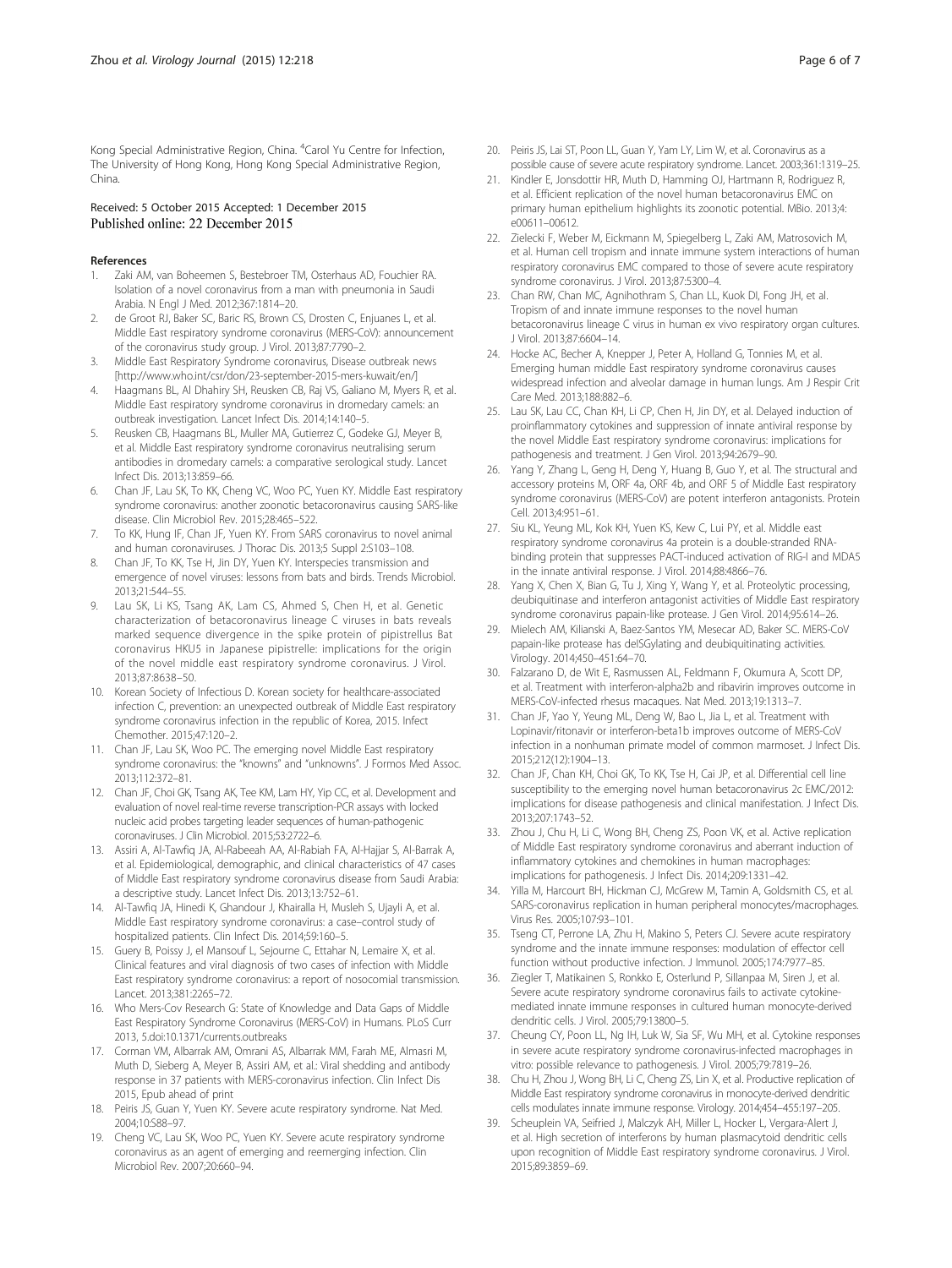Kong Special Administrative Region, China. [4]Carol Yu Centre for Infection, The University of Hong Kong, Hong Kong Special Administrative Region, China.

Received: 5 October 2015 Accepted: 1 December 2015
Published online: 22 December 2015

## References

1. Zaki AM, van Boheemen S, Bestebroer TM, Osterhaus AD, Fouchier RA. Isolation of a novel coronavirus from a man with pneumonia in Saudi Arabia. N Engl J Med. 2012;367:1814–20.
2. de Groot RJ, Baker SC, Baric RS, Brown CS, Drosten C, Enjuanes L, et al. Middle East respiratory syndrome coronavirus (MERS-CoV): announcement of the coronavirus study group. J Virol. 2013;87:7790–2.
3. Middle East Respiratory Syndrome coronavirus, Disease outbreak news [http://www.who.int/csr/don/23-september-2015-mers-kuwait/en/]
4. Haagmans BL, Al Dhahiry SH, Reusken CB, Raj VS, Galiano M, Myers R, et al. Middle East respiratory syndrome coronavirus in dromedary camels: an outbreak investigation. Lancet Infect Dis. 2014;14:140–5.
5. Reusken CB, Haagmans BL, Muller MA, Gutierrez C, Godeke GJ, Meyer B, et al. Middle East respiratory syndrome coronavirus neutralising serum antibodies in dromedary camels: a comparative serological study. Lancet Infect Dis. 2013;13:859–66.
6. Chan JF, Lau SK, To KK, Cheng VC, Woo PC, Yuen KY. Middle East respiratory syndrome coronavirus: another zoonotic betacoronavirus causing SARS-like disease. Clin Microbiol Rev. 2015;28:465–522.
7. To KK, Hung IF, Chan JF, Yuen KY. From SARS coronavirus to novel animal and human coronaviruses. J Thorac Dis. 2013;5 Suppl 2:S103–108.
8. Chan JF, To KK, Tse H, Jin DY, Yuen KY. Interspecies transmission and emergence of novel viruses: lessons from bats and birds. Trends Microbiol. 2013;21:544–55.
9. Lau SK, Li KS, Tsang AK, Lam CS, Ahmed S, Chen H, et al. Genetic characterization of betacoronavirus lineage C viruses in bats reveals marked sequence divergence in the spike protein of pipistrellus Bat coronavirus HKU5 in Japanese pipistrelle: implications for the origin of the novel middle east respiratory syndrome coronavirus. J Virol. 2013;87:8638–50.
10. Korean Society of Infectious D. Korean society for healthcare-associated infection C, prevention: an unexpected outbreak of Middle East respiratory syndrome coronavirus infection in the republic of Korea, 2015. Infect Chemother. 2015;47:120–2.
11. Chan JF, Lau SK, Woo PC. The emerging novel Middle East respiratory syndrome coronavirus: the "knowns" and "unknowns". J Formos Med Assoc. 2013;112:372–81.
12. Chan JF, Choi GK, Tsang AK, Tee KM, Lam HY, Yip CC, et al. Development and evaluation of novel real-time reverse transcription-PCR assays with locked nucleic acid probes targeting leader sequences of human-pathogenic coronaviruses. J Clin Microbiol. 2015;53:2722–6.
13. Assiri A, Al-Tawfiq JA, Al-Rabeeah AA, Al-Rabiah FA, Al-Hajjar S, Al-Barrak A, et al. Epidemiological, demographic, and clinical characteristics of 47 cases of Middle East respiratory syndrome coronavirus disease from Saudi Arabia: a descriptive study. Lancet Infect Dis. 2013;13:752–61.
14. Al-Tawfiq JA, Hinedi K, Ghandour J, Khairalla H, Musleh S, Ujayli A, et al. Middle East respiratory syndrome coronavirus: a case–control study of hospitalized patients. Clin Infect Dis. 2014;59:160–5.
15. Guery B, Poissy J, el Mansouf L, Sejourne C, Ettahar N, Lemaire X, et al. Clinical features and viral diagnosis of two cases of infection with Middle East respiratory syndrome coronavirus: a report of nosocomial transmission. Lancet. 2013;381:2265–72.
16. Who Mers-Cov Research G: State of Knowledge and Data Gaps of Middle East Respiratory Syndrome Coronavirus (MERS-CoV) in Humans. PLoS Curr 2013, 5.doi:10.1371/currents.outbreaks
17. Corman VM, Albarrak AM, Omrani AS, Albarrak MM, Farah ME, Almasri M, Muth D, Sieberg A, Meyer B, Assiri AM, et al.: Viral shedding and antibody response in 37 patients with MERS-coronavirus infection. Clin Infect Dis 2015, Epub ahead of print
18. Peiris JS, Guan Y, Yuen KY. Severe acute respiratory syndrome. Nat Med. 2004;10:S88–97.
19. Cheng VC, Lau SK, Woo PC, Yuen KY. Severe acute respiratory syndrome coronavirus as an agent of emerging and reemerging infection. Clin Microbiol Rev. 2007;20:660–94.
20. Peiris JS, Lai ST, Poon LL, Guan Y, Yam LY, Lim W, et al. Coronavirus as a possible cause of severe acute respiratory syndrome. Lancet. 2003;361:1319–25.
21. Kindler E, Jonsdottir HR, Muth D, Hamming OJ, Hartmann R, Rodriguez R, et al. Efficient replication of the novel human betacoronavirus EMC on primary human epithelium highlights its zoonotic potential. MBio. 2013;4: e00611–00612.
22. Zielecki F, Weber M, Eickmann M, Spiegelberg L, Zaki AM, Matrosovich M, et al. Human cell tropism and innate immune system interactions of human respiratory coronavirus EMC compared to those of severe acute respiratory syndrome coronavirus. J Virol. 2013;87:5300–4.
23. Chan RW, Chan MC, Agnihothram S, Chan LL, Kuok DI, Fong JH, et al. Tropism of and innate immune responses to the novel human betacoronavirus lineage C virus in human ex vivo respiratory organ cultures. J Virol. 2013;87:6604–14.
24. Hocke AC, Becher A, Knepper J, Peter A, Holland G, Tonnies M, et al. Emerging human middle East respiratory syndrome coronavirus causes widespread infection and alveolar damage in human lungs. Am J Respir Crit Care Med. 2013;188:882–6.
25. Lau SK, Lau CC, Chan KH, Li CP, Chen H, Jin DY, et al. Delayed induction of proinflammatory cytokines and suppression of innate antiviral response by the novel Middle East respiratory syndrome coronavirus: implications for pathogenesis and treatment. J Gen Virol. 2013;94:2679–90.
26. Yang Y, Zhang L, Geng H, Deng Y, Huang B, Guo Y, et al. The structural and accessory proteins M, ORF 4a, ORF 4b, and ORF 5 of Middle East respiratory syndrome coronavirus (MERS-CoV) are potent interferon antagonists. Protein Cell. 2013;4:951–61.
27. Siu KL, Yeung ML, Kok KH, Yuen KS, Kew C, Lui PY, et al. Middle east respiratory syndrome coronavirus 4a protein is a double-stranded RNA-binding protein that suppresses PACT-induced activation of RIG-I and MDA5 in the innate antiviral response. J Virol. 2014;88:4866–76.
28. Yang X, Chen X, Bian G, Tu J, Xing Y, Wang Y, et al. Proteolytic processing, deubiquitinase and interferon antagonist activities of Middle East respiratory syndrome coronavirus papain-like protease. J Gen Virol. 2014;95:614–26.
29. Mielech AM, Kilianski A, Baez-Santos YM, Mesecar AD, Baker SC. MERS-CoV papain-like protease has deISGylating and deubiquitinating activities. Virology. 2014;450–451:64–70.
30. Falzarano D, de Wit E, Rasmussen AL, Feldmann F, Okumura A, Scott DP, et al. Treatment with interferon-alpha2b and ribavirin improves outcome in MERS-CoV-infected rhesus macaques. Nat Med. 2013;19:1313–7.
31. Chan JF, Yao Y, Yeung ML, Deng W, Bao L, Jia L, et al. Treatment with Lopinavir/ritonavir or interferon-beta1b improves outcome of MERS-CoV infection in a nonhuman primate model of common marmoset. J Infect Dis. 2015;212(12):1904–13.
32. Chan JF, Chan KH, Choi GK, To KK, Tse H, Cai JP, et al. Differential cell line susceptibility to the emerging novel human betacoronavirus 2c EMC/2012: implications for disease pathogenesis and clinical manifestation. J Infect Dis. 2013;207:1743–52.
33. Zhou J, Chu H, Li C, Wong BH, Cheng ZS, Poon VK, et al. Active replication of Middle East respiratory syndrome coronavirus and aberrant induction of inflammatory cytokines and chemokines in human macrophages: implications for pathogenesis. J Infect Dis. 2014;209:1331–42.
34. Yilla M, Harcourt BH, Hickman CJ, McGrew M, Tamin A, Goldsmith CS, et al. SARS-coronavirus replication in human peripheral monocytes/macrophages. Virus Res. 2005;107:93–101.
35. Tseng CT, Perrone LA, Zhu H, Makino S, Peters CJ. Severe acute respiratory syndrome and the innate immune responses: modulation of effector cell function without productive infection. J Immunol. 2005;174:7977–85.
36. Ziegler T, Matikainen S, Ronkko E, Osterlund P, Sillanpaa M, Siren J, et al. Severe acute respiratory syndrome coronavirus fails to activate cytokine-mediated innate immune responses in cultured human monocyte-derived dendritic cells. J Virol. 2005;79:13800–5.
37. Cheung CY, Poon LL, Ng IH, Luk W, Sia SF, Wu MH, et al. Cytokine responses in severe acute respiratory syndrome coronavirus-infected macrophages in vitro: possible relevance to pathogenesis. J Virol. 2005;79:7819–26.
38. Chu H, Zhou J, Wong BH, Li C, Cheng ZS, Lin X, et al. Productive replication of Middle East respiratory syndrome coronavirus in monocyte-derived dendritic cells modulates innate immune response. Virology. 2014;454–455:197–205.
39. Scheuplein VA, Seifried J, Malczyk AH, Miller L, Hocker L, Vergara-Alert J, et al. High secretion of interferons by human plasmacytoid dendritic cells upon recognition of Middle East respiratory syndrome coronavirus. J Virol. 2015;89:3859–69.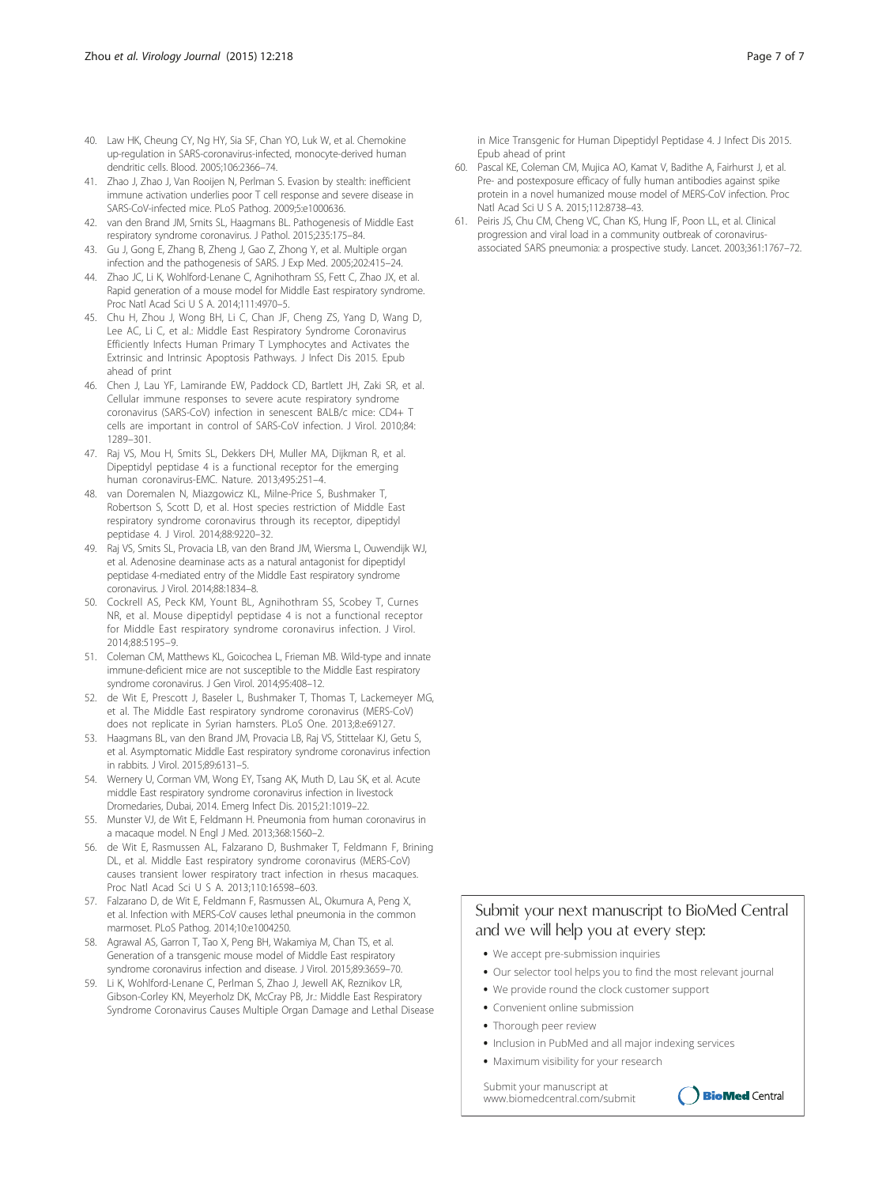40. Law HK, Cheung CY, Ng HY, Sia SF, Chan YO, Luk W, et al. Chemokine up-regulation in SARS-coronavirus-infected, monocyte-derived human dendritic cells. Blood. 2005;106:2366–74.
41. Zhao J, Zhao J, Van Rooijen N, Perlman S. Evasion by stealth: inefficient immune activation underlies poor T cell response and severe disease in SARS-CoV-infected mice. PLoS Pathog. 2009;5:e1000636.
42. van den Brand JM, Smits SL, Haagmans BL. Pathogenesis of Middle East respiratory syndrome coronavirus. J Pathol. 2015;235:175–84.
43. Gu J, Gong E, Zhang B, Zheng J, Gao Z, Zhong Y, et al. Multiple organ infection and the pathogenesis of SARS. J Exp Med. 2005;202:415–24.
44. Zhao JC, Li K, Wohlford-Lenane C, Agnihothram SS, Fett C, Zhao JX, et al. Rapid generation of a mouse model for Middle East respiratory syndrome. Proc Natl Acad Sci U S A. 2014;111:4970–5.
45. Chu H, Zhou J, Wong BH, Li C, Chan JF, Cheng ZS, Yang D, Wang D, Lee AC, Li C, et al.: Middle East Respiratory Syndrome Coronavirus Efficiently Infects Human Primary T Lymphocytes and Activates the Extrinsic and Intrinsic Apoptosis Pathways. J Infect Dis 2015. Epub ahead of print
46. Chen J, Lau YF, Lamirande EW, Paddock CD, Bartlett JH, Zaki SR, et al. Cellular immune responses to severe acute respiratory syndrome coronavirus (SARS-CoV) infection in senescent BALB/c mice: CD4+ T cells are important in control of SARS-CoV infection. J Virol. 2010;84: 1289–301.
47. Raj VS, Mou H, Smits SL, Dekkers DH, Muller MA, Dijkman R, et al. Dipeptidyl peptidase 4 is a functional receptor for the emerging human coronavirus-EMC. Nature. 2013;495:251–4.
48. van Doremalen N, Miazgowicz KL, Milne-Price S, Bushmaker T, Robertson S, Scott D, et al. Host species restriction of Middle East respiratory syndrome coronavirus through its receptor, dipeptidyl peptidase 4. J Virol. 2014;88:9220–32.
49. Raj VS, Smits SL, Provacia LB, van den Brand JM, Wiersma L, Ouwendijk WJ, et al. Adenosine deaminase acts as a natural antagonist for dipeptidyl peptidase 4-mediated entry of the Middle East respiratory syndrome coronavirus. J Virol. 2014;88:1834–8.
50. Cockrell AS, Peck KM, Yount BL, Agnihothram SS, Scobey T, Curnes NR, et al. Mouse dipeptidyl peptidase 4 is not a functional receptor for Middle East respiratory syndrome coronavirus infection. J Virol. 2014;88:5195–9.
51. Coleman CM, Matthews KL, Goicochea L, Frieman MB. Wild-type and innate immune-deficient mice are not susceptible to the Middle East respiratory syndrome coronavirus. J Gen Virol. 2014;95:408–12.
52. de Wit E, Prescott J, Baseler L, Bushmaker T, Thomas T, Lackemeyer MG, et al. The Middle East respiratory syndrome coronavirus (MERS-CoV) does not replicate in Syrian hamsters. PLoS One. 2013;8:e69127.
53. Haagmans BL, van den Brand JM, Provacia LB, Raj VS, Stittelaar KJ, Getu S, et al. Asymptomatic Middle East respiratory syndrome coronavirus infection in rabbits. J Virol. 2015;89:6131–5.
54. Wernery U, Corman VM, Wong EY, Tsang AK, Muth D, Lau SK, et al. Acute middle East respiratory syndrome coronavirus infection in livestock Dromedaries, Dubai, 2014. Emerg Infect Dis. 2015;21:1019–22.
55. Munster VJ, de Wit E, Feldmann H. Pneumonia from human coronavirus in a macaque model. N Engl J Med. 2013;368:1560–2.
56. de Wit E, Rasmussen AL, Falzarano D, Bushmaker T, Feldmann F, Brining DL, et al. Middle East respiratory syndrome coronavirus (MERS-CoV) causes transient lower respiratory tract infection in rhesus macaques. Proc Natl Acad Sci U S A. 2013;110:16598–603.
57. Falzarano D, de Wit E, Feldmann F, Rasmussen AL, Okumura A, Peng X, et al. Infection with MERS-CoV causes lethal pneumonia in the common marmoset. PLoS Pathog. 2014;10:e1004250.
58. Agrawal AS, Garron T, Tao X, Peng BH, Wakamiya M, Chan TS, et al. Generation of a transgenic mouse model of Middle East respiratory syndrome coronavirus infection and disease. J Virol. 2015;89:3659–70.
59. Li K, Wohlford-Lenane C, Perlman S, Zhao J, Jewell AK, Reznikov LR, Gibson-Corley KN, Meyerholz DK, McCray PB, Jr.: Middle East Respiratory Syndrome Coronavirus Causes Multiple Organ Damage and Lethal Disease in Mice Transgenic for Human Dipeptidyl Peptidase 4. J Infect Dis 2015. Epub ahead of print
60. Pascal KE, Coleman CM, Mujica AO, Kamat V, Badithe A, Fairhurst J, et al. Pre- and postexposure efficacy of fully human antibodies against spike protein in a novel humanized mouse model of MERS-CoV infection. Proc Natl Acad Sci U S A. 2015;112:8738–43.
61. Peiris JS, Chu CM, Cheng VC, Chan KS, Hung IF, Poon LL, et al. Clinical progression and viral load in a community outbreak of coronavirus-associated SARS pneumonia: a prospective study. Lancet. 2003;361:1767–72.

Submit your next manuscript to BioMed Central and we will help you at every step:

- We accept pre-submission inquiries
- Our selector tool helps you to find the most relevant journal
- We provide round the clock customer support
- Convenient online submission
- Thorough peer review
- Inclusion in PubMed and all major indexing services
- Maximum visibility for your research

Submit your manuscript at
www.biomedcentral.com/submit

BioMed Central